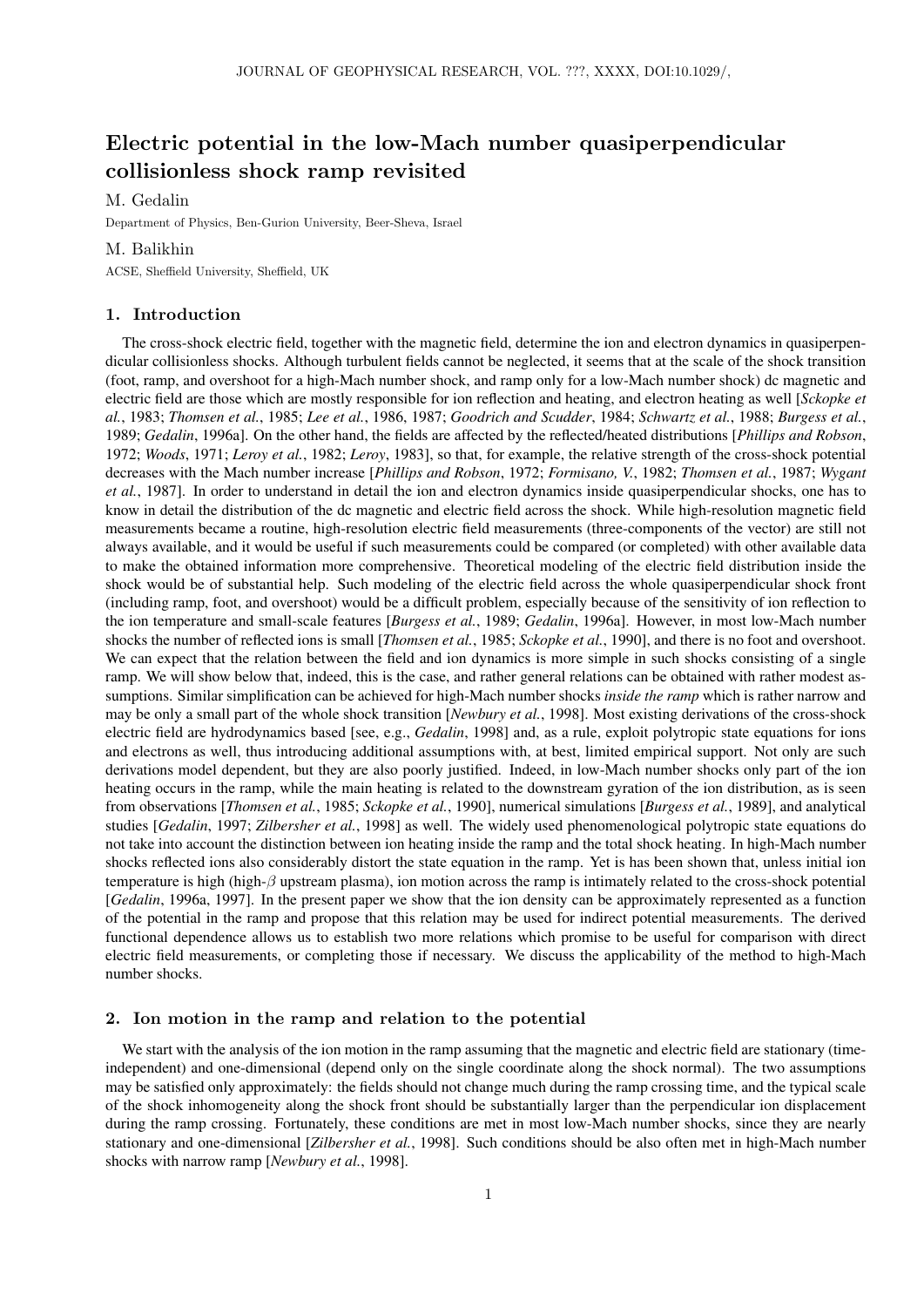# Electric potential in the low-Mach number quasiperpendicular collisionless shock ramp revisited

M. Gedalin

Department of Physics, Ben-Gurion University, Beer-Sheva, Israel

M. Balikhin

ACSE, Sheffield University, Sheffield, UK

## 1. Introduction

The cross-shock electric field, together with the magnetic field, determine the ion and electron dynamics in quasiperpendicular collisionless shocks. Although turbulent fields cannot be neglected, it seems that at the scale of the shock transition (foot, ramp, and overshoot for a high-Mach number shock, and ramp only for a low-Mach number shock) dc magnetic and electric field are those which are mostly responsible for ion reflection and heating, and electron heating as well [*Sckopke et al.*, 1983; *Thomsen et al.*, 1985; *Lee et al.*, 1986, 1987; *Goodrich and Scudder*, 1984; *Schwartz et al.*, 1988; *Burgess et al.*, 1989; *Gedalin*, 1996a]. On the other hand, the fields are affected by the reflected/heated distributions [*Phillips and Robson*, 1972; *Woods*, 1971; *Leroy et al.*, 1982; *Leroy*, 1983], so that, for example, the relative strength of the cross-shock potential decreases with the Mach number increase [*Phillips and Robson*, 1972; *Formisano, V.*, 1982; *Thomsen et al.*, 1987; *Wygant et al.*, 1987]. In order to understand in detail the ion and electron dynamics inside quasiperpendicular shocks, one has to know in detail the distribution of the dc magnetic and electric field across the shock. While high-resolution magnetic field measurements became a routine, high-resolution electric field measurements (three-components of the vector) are still not always available, and it would be useful if such measurements could be compared (or completed) with other available data to make the obtained information more comprehensive. Theoretical modeling of the electric field distribution inside the shock would be of substantial help. Such modeling of the electric field across the whole quasiperpendicular shock front (including ramp, foot, and overshoot) would be a difficult problem, especially because of the sensitivity of ion reflection to the ion temperature and small-scale features [*Burgess et al.*, 1989; *Gedalin*, 1996a]. However, in most low-Mach number shocks the number of reflected ions is small [*Thomsen et al.*, 1985; *Sckopke et al.*, 1990], and there is no foot and overshoot. We can expect that the relation between the field and ion dynamics is more simple in such shocks consisting of a single ramp. We will show below that, indeed, this is the case, and rather general relations can be obtained with rather modest assumptions. Similar simplification can be achieved for high-Mach number shocks *inside the ramp* which is rather narrow and may be only a small part of the whole shock transition [*Newbury et al.*, 1998]. Most existing derivations of the cross-shock electric field are hydrodynamics based [see, e.g., *Gedalin*, 1998] and, as a rule, exploit polytropic state equations for ions and electrons as well, thus introducing additional assumptions with, at best, limited empirical support. Not only are such derivations model dependent, but they are also poorly justified. Indeed, in low-Mach number shocks only part of the ion heating occurs in the ramp, while the main heating is related to the downstream gyration of the ion distribution, as is seen from observations [*Thomsen et al.*, 1985; *Sckopke et al.*, 1990], numerical simulations [*Burgess et al.*, 1989], and analytical studies [*Gedalin*, 1997; *Zilbersher et al.*, 1998] as well. The widely used phenomenological polytropic state equations do not take into account the distinction between ion heating inside the ramp and the total shock heating. In high-Mach number shocks reflected ions also considerably distort the state equation in the ramp. Yet is has been shown that, unless initial ion temperature is high (high-$\beta$ upstream plasma), ion motion across the ramp is intimately related to the cross-shock potential [*Gedalin*, 1996a, 1997]. In the present paper we show that the ion density can be approximately represented as a function of the potential in the ramp and propose that this relation may be used for indirect potential measurements. The derived functional dependence allows us to establish two more relations which promise to be useful for comparison with direct electric field measurements, or completing those if necessary. We discuss the applicability of the method to high-Mach number shocks.

## 2. Ion motion in the ramp and relation to the potential

We start with the analysis of the ion motion in the ramp assuming that the magnetic and electric field are stationary (time-independent) and one-dimensional (depend only on the single coordinate along the shock normal). The two assumptions may be satisfied only approximately: the fields should not change much during the ramp crossing time, and the typical scale of the shock inhomogeneity along the shock front should be substantially larger than the perpendicular ion displacement during the ramp crossing. Fortunately, these conditions are met in most low-Mach number shocks, since they are nearly stationary and one-dimensional [*Zilbersher et al.*, 1998]. Such conditions should be also often met in high-Mach number shocks with narrow ramp [*Newbury et al.*, 1998].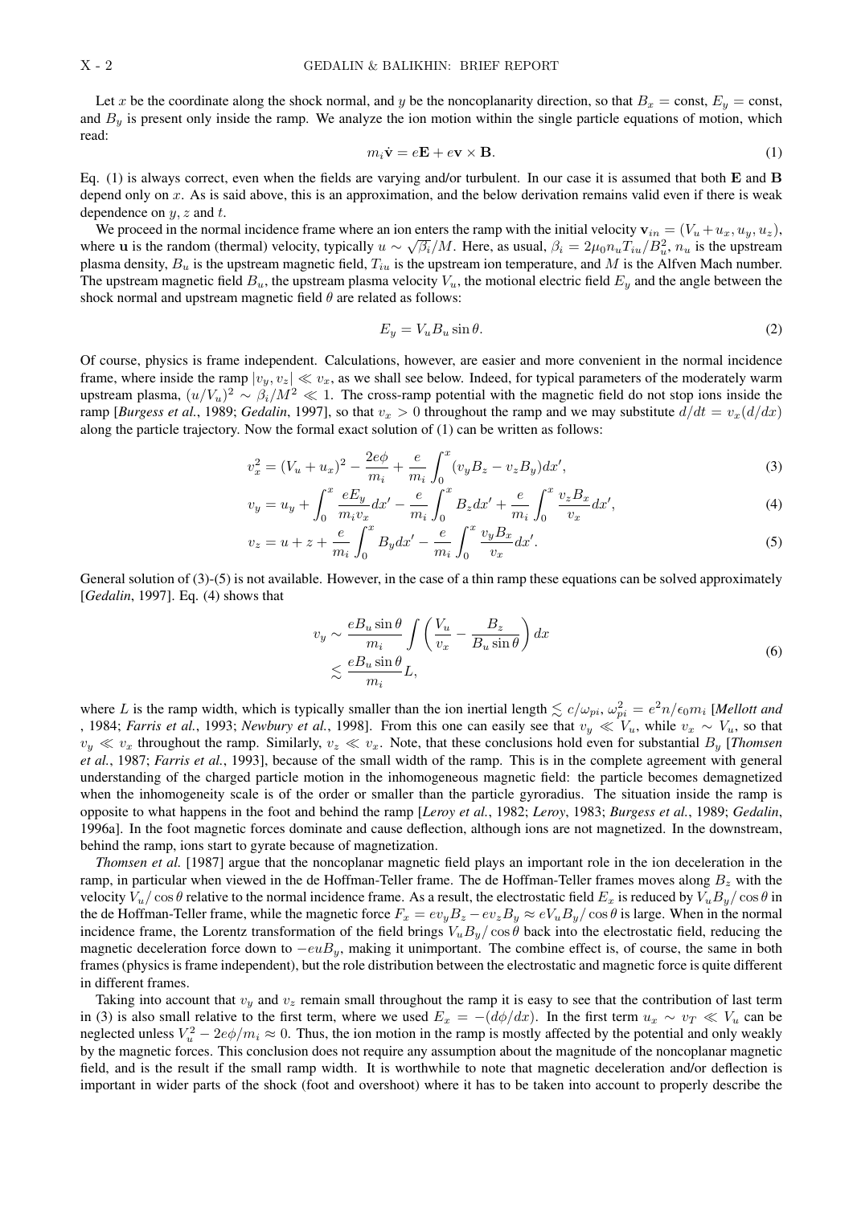Let $x$ be the coordinate along the shock normal, and $y$ be the noncoplanarity direction, so that $B_x = \text{const}$, $E_y = \text{const}$, and $B_y$ is present only inside the ramp. We analyze the ion motion within the single particle equations of motion, which read:

$$m_i \dot{\mathbf{v}} = e\mathbf{E} + e\mathbf{v} \times \mathbf{B}. \tag{1}$$

Eq. (1) is always correct, even when the fields are varying and/or turbulent. In our case it is assumed that both $\mathbf{E}$ and $\mathbf{B}$ depend only on $x$. As is said above, this is an approximation, and the below derivation remains valid even if there is weak dependence on $y$, $z$ and $t$.

We proceed in the normal incidence frame where an ion enters the ramp with the initial velocity $\mathbf{v}_{in} = (V_u + u_x, u_y, u_z)$, where $\mathbf{u}$ is the random (thermal) velocity, typically $u \sim \sqrt{\beta_i}/M$. Here, as usual, $\beta_i = 2\mu_0 n_u T_{iu}/B_u^2$, $n_u$ is the upstream plasma density, $B_u$ is the upstream magnetic field, $T_{iu}$ is the upstream ion temperature, and $M$ is the Alfven Mach number. The upstream magnetic field $B_u$, the upstream plasma velocity $V_u$, the motional electric field $E_y$ and the angle between the shock normal and upstream magnetic field $\theta$ are related as follows:

$$E_y = V_u B_u \sin\theta. \tag{2}$$

Of course, physics is frame independent. Calculations, however, are easier and more convenient in the normal incidence frame, where inside the ramp $|v_y, v_z| \ll v_x$, as we shall see below. Indeed, for typical parameters of the moderately warm upstream plasma, $(u/V_u)^2 \sim \beta_i/M^2 \ll 1$. The cross-ramp potential with the magnetic field do not stop ions inside the ramp [*Burgess et al.*, 1989; *Gedalin*, 1997], so that $v_x > 0$ throughout the ramp and we may substitute $d/dt = v_x(d/dx)$ along the particle trajectory. Now the formal exact solution of (1) can be written as follows:

$$v_x^2 = (V_u + u_x)^2 - \frac{2e\phi}{m_i} + \frac{e}{m_i}\int_0^x (v_y B_z - v_z B_y) dx', \tag{3}$$

$$v_y = u_y + \int_0^x \frac{eE_y}{m_i v_x} dx' - \frac{e}{m_i}\int_0^x B_z dx' + \frac{e}{m_i}\int_0^x \frac{v_z B_x}{v_x} dx', \tag{4}$$

$$v_z = u + z + \frac{e}{m_i}\int_0^x B_y dx' - \frac{e}{m_i}\int_0^x \frac{v_y B_x}{v_x} dx'. \tag{5}$$

General solution of (3)-(5) is not available. However, in the case of a thin ramp these equations can be solved approximately [*Gedalin*, 1997]. Eq. (4) shows that

$$\begin{aligned} v_y &\sim \frac{eB_u \sin\theta}{m_i} \int \left( \frac{V_u}{v_x} - \frac{B_z}{B_u \sin\theta} \right) dx \\ &\lesssim \frac{eB_u \sin\theta}{m_i} L, \end{aligned} \tag{6}$$

where $L$ is the ramp width, which is typically smaller than the ion inertial length $\lesssim c/\omega_{pi}$, $\omega_{pi}^2 = e^2 n/\epsilon_0 m_i$ [*Mellott and* , 1984; *Farris et al.*, 1993; *Newbury et al.*, 1998]. From this one can easily see that $v_y \ll V_u$, while $v_x \sim V_u$, so that $v_y \ll v_x$ throughout the ramp. Similarly, $v_z \ll v_x$. Note, that these conclusions hold even for substantial $B_y$ [*Thomsen et al.*, 1987; *Farris et al.*, 1993], because of the small width of the ramp. This is in the complete agreement with general understanding of the charged particle motion in the inhomogeneous magnetic field: the particle becomes demagnetized when the inhomogeneity scale is of the order or smaller than the particle gyroradius. The situation inside the ramp is opposite to what happens in the foot and behind the ramp [*Leroy et al.*, 1982; *Leroy*, 1983; *Burgess et al.*, 1989; *Gedalin*, 1996a]. In the foot magnetic forces dominate and cause deflection, although ions are not magnetized. In the downstream, behind the ramp, ions start to gyrate because of magnetization.

*Thomsen et al.* [1987] argue that the noncoplanar magnetic field plays an important role in the ion deceleration in the ramp, in particular when viewed in the de Hoffman-Teller frame. The de Hoffman-Teller frames moves along $B_z$ with the velocity $V_u/\cos\theta$ relative to the normal incidence frame. As a result, the electrostatic field $E_x$ is reduced by $V_u B_y/\cos\theta$ in the de Hoffman-Teller frame, while the magnetic force $F_x = ev_y B_z - ev_z B_y \approx eV_u B_y/\cos\theta$ is large. When in the normal incidence frame, the Lorentz transformation of the field brings $V_u B_y/\cos\theta$ back into the electrostatic field, reducing the magnetic deceleration force down to $-euB_y$, making it unimportant. The combine effect is, of course, the same in both frames (physics is frame independent), but the role distribution between the electrostatic and magnetic force is quite different in different frames.

Taking into account that $v_y$ and $v_z$ remain small throughout the ramp it is easy to see that the contribution of last term in (3) is also small relative to the first term, where we used $E_x = -(d\phi/dx)$. In the first term $u_x \sim v_T \ll V_u$ can be neglected unless $V_u^2 - 2e\phi/m_i \approx 0$. Thus, the ion motion in the ramp is mostly affected by the potential and only weakly by the magnetic forces. This conclusion does not require any assumption about the magnitude of the noncoplanar magnetic field, and is the result if the small ramp width. It is worthwhile to note that magnetic deceleration and/or deflection is important in wider parts of the shock (foot and overshoot) where it has to be taken into account to properly describe the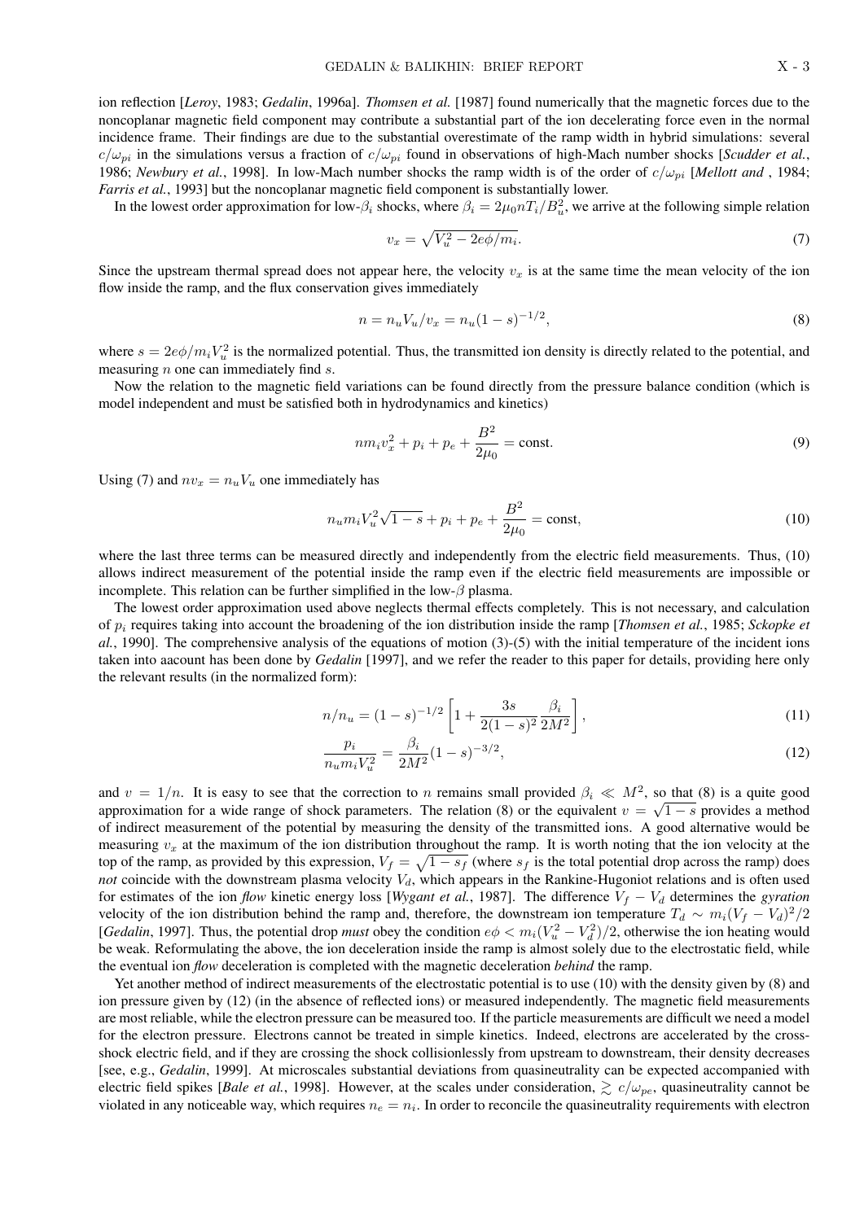ion reflection [*Leroy*, 1983; *Gedalin*, 1996a]. *Thomsen et al.* [1987] found numerically that the magnetic forces due to the noncoplanar magnetic field component may contribute a substantial part of the ion decelerating force even in the normal incidence frame. Their findings are due to the substantial overestimate of the ramp width in hybrid simulations: several $c/\omega_{pi}$ in the simulations versus a fraction of $c/\omega_{pi}$ found in observations of high-Mach number shocks [*Scudder et al.*, 1986; *Newbury et al.*, 1998]. In low-Mach number shocks the ramp width is of the order of $c/\omega_{pi}$ [*Mellott and* , 1984; *Farris et al.*, 1993] but the noncoplanar magnetic field component is substantially lower.

In the lowest order approximation for low-$\beta_i$ shocks, where $\beta_i = 2\mu_0 nT_i/B_u^2$, we arrive at the following simple relation

$$v_x = \sqrt{V_u^2 - 2e\phi/m_i}. \tag{7}$$

Since the upstream thermal spread does not appear here, the velocity $v_x$ is at the same time the mean velocity of the ion flow inside the ramp, and the flux conservation gives immediately

$$n = n_u V_u/v_x = n_u(1-s)^{-1/2}, \tag{8}$$

where $s = 2e\phi/m_i V_u^2$ is the normalized potential. Thus, the transmitted ion density is directly related to the potential, and measuring $n$ one can immediately find $s$.

Now the relation to the magnetic field variations can be found directly from the pressure balance condition (which is model independent and must be satisfied both in hydrodynamics and kinetics)

$$nm_i v_x^2 + p_i + p_e + \frac{B^2}{2\mu_0} = \text{const}. \tag{9}$$

Using (7) and $nv_x = n_u V_u$ one immediately has

$$n_u m_i V_u^2 \sqrt{1-s} + p_i + p_e + \frac{B^2}{2\mu_0} = \text{const}, \tag{10}$$

where the last three terms can be measured directly and independently from the electric field measurements. Thus, (10) allows indirect measurement of the potential inside the ramp even if the electric field measurements are impossible or incomplete. This relation can be further simplified in the low-$\beta$ plasma.

The lowest order approximation used above neglects thermal effects completely. This is not necessary, and calculation of $p_i$ requires taking into account the broadening of the ion distribution inside the ramp [*Thomsen et al.*, 1985; *Sckopke et al.*, 1990]. The comprehensive analysis of the equations of motion (3)-(5) with the initial temperature of the incident ions taken into aacount has been done by *Gedalin* [1997], and we refer the reader to this paper for details, providing here only the relevant results (in the normalized form):

$$n/n_u = (1-s)^{-1/2}\left[1 + \frac{3s}{2(1-s)^2}\frac{\beta_i}{2M^2}\right], \tag{11}$$

$$\frac{p_i}{n_u m_i V_u^2} = \frac{\beta_i}{2M^2}(1-s)^{-3/2}, \tag{12}$$

and $v = 1/n$. It is easy to see that the correction to $n$ remains small provided $\beta_i \ll M^2$, so that (8) is a quite good approximation for a wide range of shock parameters. The relation (8) or the equivalent $v = \sqrt{1-s}$ provides a method of indirect measurement of the potential by measuring the density of the transmitted ions. A good alternative would be measuring $v_x$ at the maximum of the ion distribution throughout the ramp. It is worth noting that the ion velocity at the top of the ramp, as provided by this expression, $V_f = \sqrt{1-s_f}$ (where $s_f$ is the total potential drop across the ramp) does *not* coincide with the downstream plasma velocity $V_d$, which appears in the Rankine-Hugoniot relations and is often used for estimates of the ion *flow* kinetic energy loss [*Wygant et al.*, 1987]. The difference $V_f - V_d$ determines the *gyration* velocity of the ion distribution behind the ramp and, therefore, the downstream ion temperature $T_d \sim m_i(V_f - V_d)^2/2$ [*Gedalin*, 1997]. Thus, the potential drop *must* obey the condition $e\phi < m_i(V_u^2 - V_d^2)/2$, otherwise the ion heating would be weak. Reformulating the above, the ion deceleration inside the ramp is almost solely due to the electrostatic field, while the eventual ion *flow* deceleration is completed with the magnetic deceleration *behind* the ramp.

Yet another method of indirect measurements of the electrostatic potential is to use (10) with the density given by (8) and ion pressure given by (12) (in the absence of reflected ions) or measured independently. The magnetic field measurements are most reliable, while the electron pressure can be measured too. If the particle measurements are difficult we need a model for the electron pressure. Electrons cannot be treated in simple kinetics. Indeed, electrons are accelerated by the cross-shock electric field, and if they are crossing the shock collisionlessly from upstream to downstream, their density decreases [see, e.g., *Gedalin*, 1999]. At microscales substantial deviations from quasineutrality can be expected accompanied with electric field spikes [*Bale et al.*, 1998]. However, at the scales under consideration, $\gtrsim c/\omega_{pe}$, quasineutrality cannot be violated in any noticeable way, which requires $n_e = n_i$. In order to reconcile the quasineutrality requirements with electron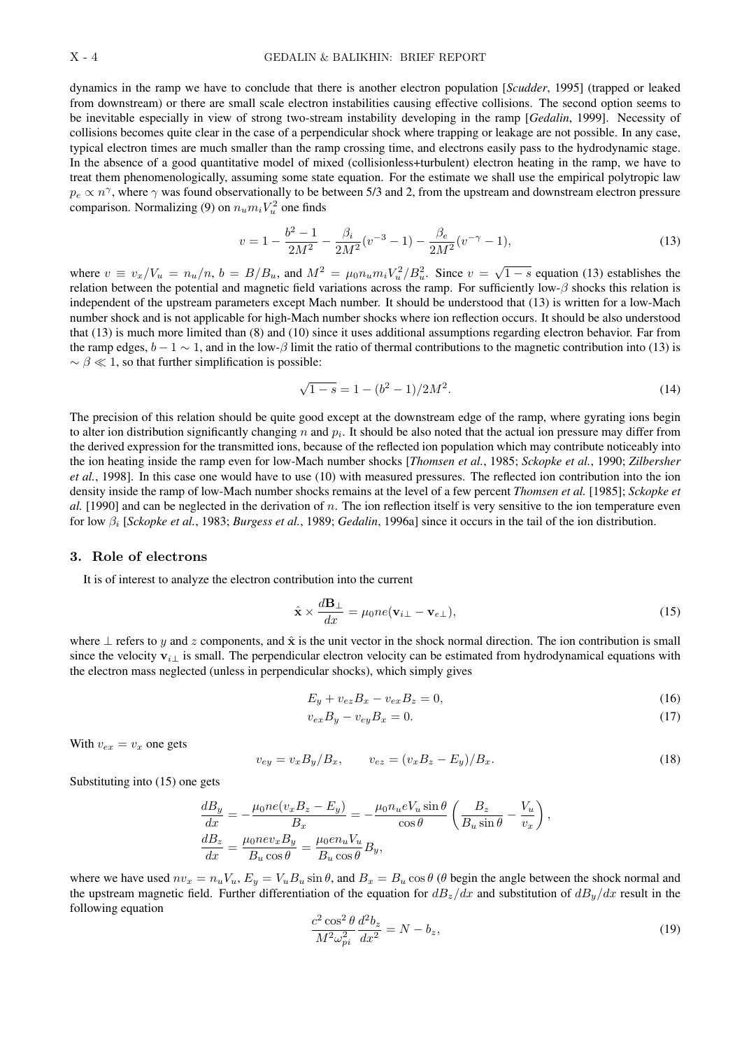dynamics in the ramp we have to conclude that there is another electron population [*Scudder*, 1995] (trapped or leaked from downstream) or there are small scale electron instabilities causing effective collisions. The second option seems to be inevitable especially in view of strong two-stream instability developing in the ramp [*Gedalin*, 1999]. Necessity of collisions becomes quite clear in the case of a perpendicular shock where trapping or leakage are not possible. In any case, typical electron times are much smaller than the ramp crossing time, and electrons easily pass to the hydrodynamic stage. In the absence of a good quantitative model of mixed (collisionless+turbulent) electron heating in the ramp, we have to treat them phenomenologically, assuming some state equation. For the estimate we shall use the empirical polytropic law $p_e \propto n^\gamma$, where $\gamma$ was found observationally to be between 5/3 and 2, from the upstream and downstream electron pressure comparison. Normalizing (9) on $n_u m_i V_u^2$ one finds

$$v = 1 - \frac{b^2-1}{2M^2} - \frac{\beta_i}{2M^2}(v^{-3}-1) - \frac{\beta_e}{2M^2}(v^{-\gamma}-1), \tag{13}$$

where $v \equiv v_x/V_u = n_u/n$, $b = B/B_u$, and $M^2 = \mu_0 n_u m_i V_u^2/B_u^2$. Since $v = \sqrt{1-s}$ equation (13) establishes the relation between the potential and magnetic field variations across the ramp. For sufficiently low-$\beta$ shocks this relation is independent of the upstream parameters except Mach number. It should be understood that (13) is written for a low-Mach number shock and is not applicable for high-Mach number shocks where ion reflection occurs. It should be also understood that (13) is much more limited than (8) and (10) since it uses additional assumptions regarding electron behavior. Far from the ramp edges, $b-1 \sim 1$, and in the low-$\beta$ limit the ratio of thermal contributions to the magnetic contribution into (13) is $\sim \beta \ll 1$, so that further simplification is possible:

$$\sqrt{1-s} = 1 - (b^2-1)/2M^2. \tag{14}$$

The precision of this relation should be quite good except at the downstream edge of the ramp, where gyrating ions begin to alter ion distribution significantly changing $n$ and $p_i$. It should be also noted that the actual ion pressure may differ from the derived expression for the transmitted ions, because of the reflected ion population which may contribute noticeably into the ion heating inside the ramp even for low-Mach number shocks [*Thomsen et al.*, 1985; *Sckopke et al.*, 1990; *Zilbersher et al.*, 1998]. In this case one would have to use (10) with measured pressures. The reflected ion contribution into the ion density inside the ramp of low-Mach number shocks remains at the level of a few percent *Thomsen et al.* [1985]; *Sckopke et al.* [1990] and can be neglected in the derivation of $n$. The ion reflection itself is very sensitive to the ion temperature even for low $\beta_i$ [*Sckopke et al.*, 1983; *Burgess et al.*, 1989; *Gedalin*, 1996a] since it occurs in the tail of the ion distribution.

## 3. Role of electrons

It is of interest to analyze the electron contribution into the current

$$\hat{\mathbf{x}} \times \frac{d\mathbf{B}_\perp}{dx} = \mu_0 ne(\mathbf{v}_{i\perp} - \mathbf{v}_{e\perp}), \tag{15}$$

where $\perp$ refers to $y$ and $z$ components, and $\hat{\mathbf{x}}$ is the unit vector in the shock normal direction. The ion contribution is small since the velocity $\mathbf{v}_{i\perp}$ is small. The perpendicular electron velocity can be estimated from hydrodynamical equations with the electron mass neglected (unless in perpendicular shocks), which simply gives

$$E_y + v_{ez}B_x - v_{ex}B_z = 0, \tag{16}$$

$$v_{ex}B_y - v_{ey}B_x = 0. \tag{17}$$

With $v_{ex} = v_x$ one gets

$$v_{ey} = v_x B_y/B_x, \qquad v_{ez} = (v_x B_z - E_y)/B_x. \tag{18}$$

Substituting into (15) one gets

$$\frac{dB_y}{dx} = -\frac{\mu_0 ne(v_x B_z - E_y)}{B_x} = -\frac{\mu_0 n_u e V_u \sin\theta}{\cos\theta}\left(\frac{B_z}{B_u \sin\theta} - \frac{V_u}{v_x}\right),$$

$$\frac{dB_z}{dx} = \frac{\mu_0 nev_x B_y}{B_u\cos\theta} = \frac{\mu_0 en_u V_u}{B_u \cos\theta}B_y,$$

where we have used $nv_x = n_u V_u$, $E_y = V_u B_u \sin\theta$, and $B_x = B_u\cos\theta$ ($\theta$ begin the angle between the shock normal and the upstream magnetic field. Further differentiation of the equation for $dB_z/dx$ and substitution of $dB_y/dx$ result in the following equation

$$\frac{c^2\cos^2\theta}{M^2\omega_{pi}^2}\frac{d^2 b_z}{dx^2} = N - b_z, \tag{19}$$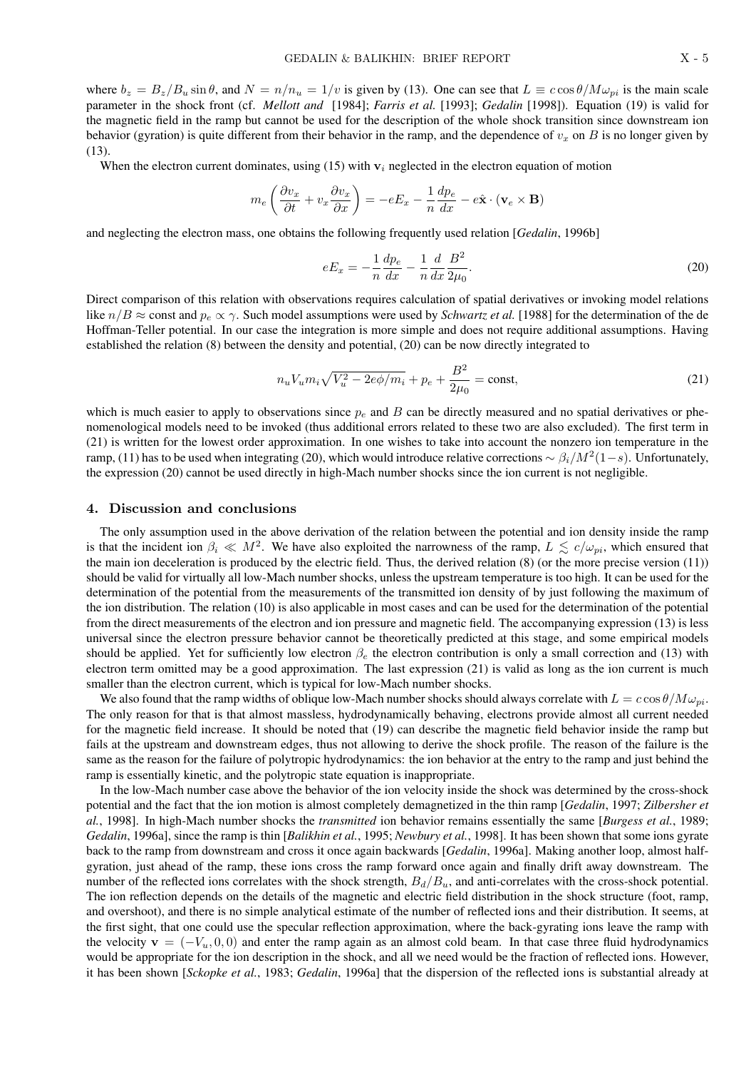where $b_z = B_z/B_u \sin\theta$, and $N = n/n_u = 1/v$ is given by (13). One can see that $L \equiv c\cos\theta/M\omega_{pi}$ is the main scale parameter in the shock front (cf. *Mellott and* [1984]; *Farris et al.* [1993]; *Gedalin* [1998]). Equation (19) is valid for the magnetic field in the ramp but cannot be used for the description of the whole shock transition since downstream ion behavior (gyration) is quite different from their behavior in the ramp, and the dependence of $v_x$ on $B$ is no longer given by (13).

When the electron current dominates, using (15) with $\mathbf{v}_i$ neglected in the electron equation of motion

$$m_e \left( \frac{\partial v_x}{\partial t} + v_x \frac{\partial v_x}{\partial x} \right) = -eE_x - \frac{1}{n}\frac{dp_e}{dx} - e\hat{\mathbf{x}} \cdot (\mathbf{v}_e \times \mathbf{B})$$

and neglecting the electron mass, one obtains the following frequently used relation [*Gedalin*, 1996b]

$$eE_x = -\frac{1}{n}\frac{dp_e}{dx} - \frac{1}{n}\frac{d}{dx}\frac{B^2}{2\mu_0}. \tag{20}$$

Direct comparison of this relation with observations requires calculation of spatial derivatives or invoking model relations like $n/B \approx \text{const}$ and $p_e \propto \gamma$. Such model assumptions were used by *Schwartz et al.* [1988] for the determination of the de Hoffman-Teller potential. In our case the integration is more simple and does not require additional assumptions. Having established the relation (8) between the density and potential, (20) can be now directly integrated to

$$n_u V_u m_i \sqrt{V_u^2 - 2e\phi/m_i} + p_e + \frac{B^2}{2\mu_0} = \text{const}, \tag{21}$$

which is much easier to apply to observations since $p_e$ and $B$ can be directly measured and no spatial derivatives or phenomenological models need to be invoked (thus additional errors related to these two are also excluded). The first term in (21) is written for the lowest order approximation. In one wishes to take into account the nonzero ion temperature in the ramp, (11) has to be used when integrating (20), which would introduce relative corrections $\sim \beta_i/M^2(1-s)$. Unfortunately, the expression (20) cannot be used directly in high-Mach number shocks since the ion current is not negligible.

## 4. Discussion and conclusions

The only assumption used in the above derivation of the relation between the potential and ion density inside the ramp is that the incident ion $\beta_i \ll M^2$. We have also exploited the narrowness of the ramp, $L \lesssim c/\omega_{pi}$, which ensured that the main ion deceleration is produced by the electric field. Thus, the derived relation (8) (or the more precise version (11)) should be valid for virtually all low-Mach number shocks, unless the upstream temperature is too high. It can be used for the determination of the potential from the measurements of the transmitted ion density of by just following the maximum of the ion distribution. The relation (10) is also applicable in most cases and can be used for the determination of the potential from the direct measurements of the electron and ion pressure and magnetic field. The accompanying expression (13) is less universal since the electron pressure behavior cannot be theoretically predicted at this stage, and some empirical models should be applied. Yet for sufficiently low electron $\beta_e$ the electron contribution is only a small correction and (13) with electron term omitted may be a good approximation. The last expression (21) is valid as long as the ion current is much smaller than the electron current, which is typical for low-Mach number shocks.

We also found that the ramp widths of oblique low-Mach number shocks should always correlate with $L = c\cos\theta/M\omega_{pi}$. The only reason for that is that almost massless, hydrodynamically behaving, electrons provide almost all current needed for the magnetic field increase. It should be noted that (19) can describe the magnetic field behavior inside the ramp but fails at the upstream and downstream edges, thus not allowing to derive the shock profile. The reason of the failure is the same as the reason for the failure of polytropic hydrodynamics: the ion behavior at the entry to the ramp and just behind the ramp is essentially kinetic, and the polytropic state equation is inappropriate.

In the low-Mach number case above the behavior of the ion velocity inside the shock was determined by the cross-shock potential and the fact that the ion motion is almost completely demagnetized in the thin ramp [*Gedalin*, 1997; *Zilbersher et al.*, 1998]. In high-Mach number shocks the *transmitted* ion behavior remains essentially the same [*Burgess et al.*, 1989; *Gedalin*, 1996a], since the ramp is thin [*Balikhin et al.*, 1995; *Newbury et al.*, 1998]. It has been shown that some ions gyrate back to the ramp from downstream and cross it once again backwards [*Gedalin*, 1996a]. Making another loop, almost half-gyration, just ahead of the ramp, these ions cross the ramp forward once again and finally drift away downstream. The number of the reflected ions correlates with the shock strength, $B_d/B_u$, and anti-correlates with the cross-shock potential. The ion reflection depends on the details of the magnetic and electric field distribution in the shock structure (foot, ramp, and overshoot), and there is no simple analytical estimate of the number of reflected ions and their distribution. It seems, at the first sight, that one could use the specular reflection approximation, where the back-gyrating ions leave the ramp with the velocity $\mathbf{v} = (-V_u, 0, 0)$ and enter the ramp again as an almost cold beam. In that case three fluid hydrodynamics would be appropriate for the ion description in the shock, and all we need would be the fraction of reflected ions. However, it has been shown [*Sckopke et al.*, 1983; *Gedalin*, 1996a] that the dispersion of the reflected ions is substantial already at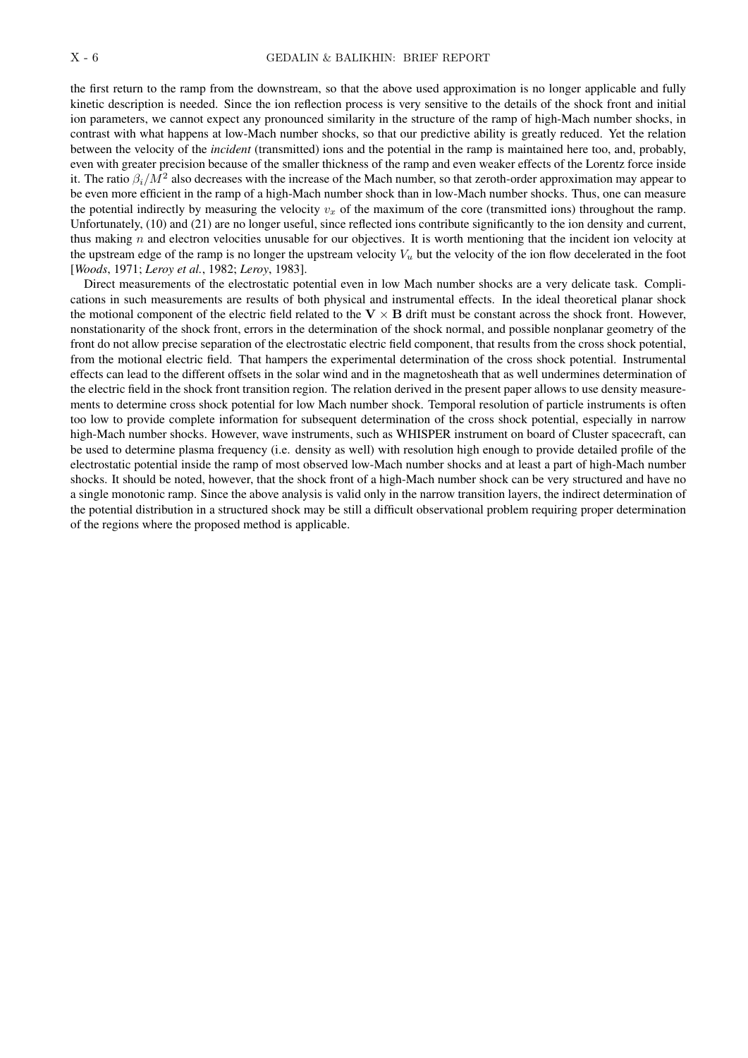the first return to the ramp from the downstream, so that the above used approximation is no longer applicable and fully kinetic description is needed. Since the ion reflection process is very sensitive to the details of the shock front and initial ion parameters, we cannot expect any pronounced similarity in the structure of the ramp of high-Mach number shocks, in contrast with what happens at low-Mach number shocks, so that our predictive ability is greatly reduced. Yet the relation between the velocity of the *incident* (transmitted) ions and the potential in the ramp is maintained here too, and, probably, even with greater precision because of the smaller thickness of the ramp and even weaker effects of the Lorentz force inside it. The ratio $\beta_i/M^2$ also decreases with the increase of the Mach number, so that zeroth-order approximation may appear to be even more efficient in the ramp of a high-Mach number shock than in low-Mach number shocks. Thus, one can measure the potential indirectly by measuring the velocity $v_x$ of the maximum of the core (transmitted ions) throughout the ramp. Unfortunately, (10) and (21) are no longer useful, since reflected ions contribute significantly to the ion density and current, thus making $n$ and electron velocities unusable for our objectives. It is worth mentioning that the incident ion velocity at the upstream edge of the ramp is no longer the upstream velocity $V_u$ but the velocity of the ion flow decelerated in the foot [*Woods*, 1971; *Leroy et al.*, 1982; *Leroy*, 1983].

Direct measurements of the electrostatic potential even in low Mach number shocks are a very delicate task. Complications in such measurements are results of both physical and instrumental effects. In the ideal theoretical planar shock the motional component of the electric field related to the $\mathbf{V} \times \mathbf{B}$ drift must be constant across the shock front. However, nonstationarity of the shock front, errors in the determination of the shock normal, and possible nonplanar geometry of the front do not allow precise separation of the electrostatic electric field component, that results from the cross shock potential, from the motional electric field. That hampers the experimental determination of the cross shock potential. Instrumental effects can lead to the different offsets in the solar wind and in the magnetosheath that as well undermines determination of the electric field in the shock front transition region. The relation derived in the present paper allows to use density measurements to determine cross shock potential for low Mach number shock. Temporal resolution of particle instruments is often too low to provide complete information for subsequent determination of the cross shock potential, especially in narrow high-Mach number shocks. However, wave instruments, such as WHISPER instrument on board of Cluster spacecraft, can be used to determine plasma frequency (i.e. density as well) with resolution high enough to provide detailed profile of the electrostatic potential inside the ramp of most observed low-Mach number shocks and at least a part of high-Mach number shocks. It should be noted, however, that the shock front of a high-Mach number shock can be very structured and have no a single monotonic ramp. Since the above analysis is valid only in the narrow transition layers, the indirect determination of the potential distribution in a structured shock may be still a difficult observational problem requiring proper determination of the regions where the proposed method is applicable.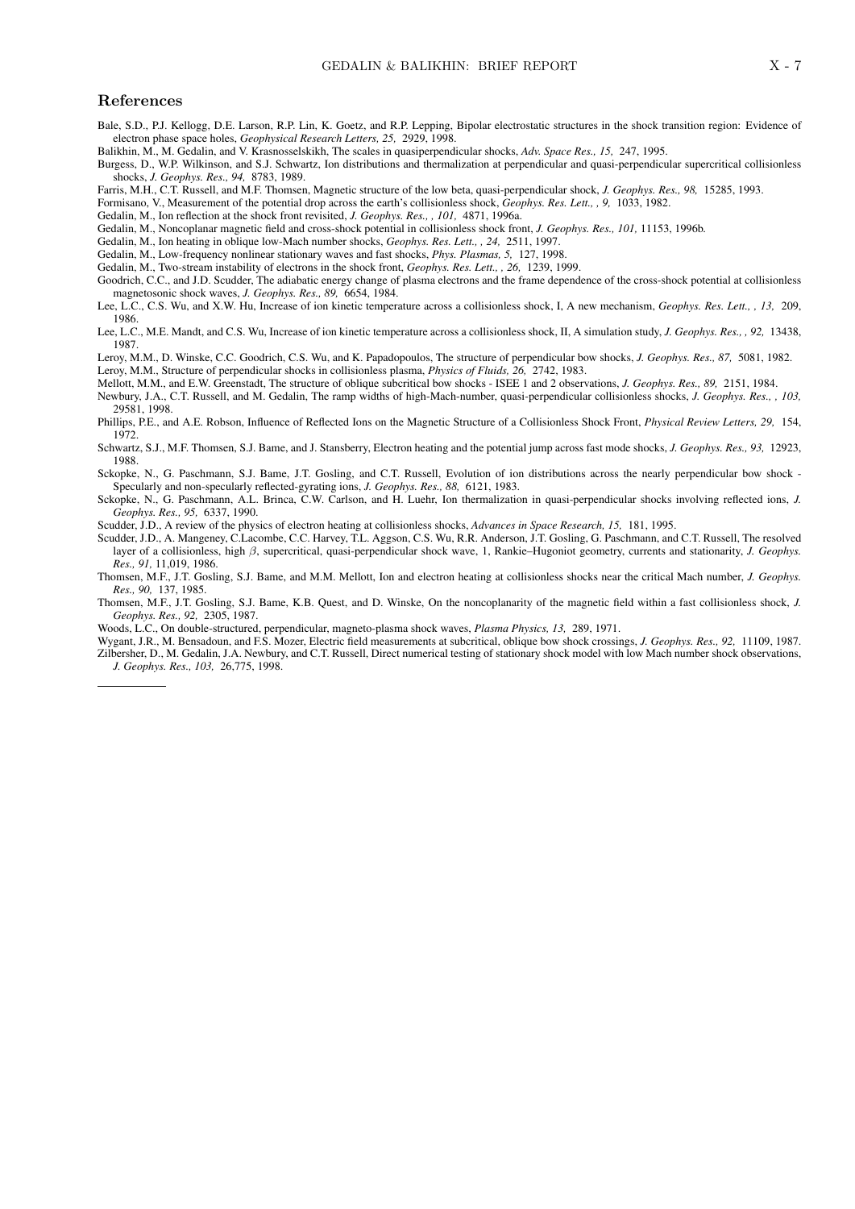## References

Bale, S.D., P.J. Kellogg, D.E. Larson, R.P. Lin, K. Goetz, and R.P. Lepping, Bipolar electrostatic structures in the shock transition region: Evidence of electron phase space holes, *Geophysical Research Letters, 25,* 2929, 1998.

Balikhin, M., M. Gedalin, and V. Krasnosselskikh, The scales in quasiperpendicular shocks, *Adv. Space Res., 15,* 247, 1995.

Burgess, D., W.P. Wilkinson, and S.J. Schwartz, Ion distributions and thermalization at perpendicular and quasi-perpendicular supercritical collisionless shocks, *J. Geophys. Res., 94,* 8783, 1989.

Farris, M.H., C.T. Russell, and M.F. Thomsen, Magnetic structure of the low beta, quasi-perpendicular shock, *J. Geophys. Res., 98,* 15285, 1993.

Formisano, V., Measurement of the potential drop across the earth's collisionless shock, *Geophys. Res. Lett., , 9,* 1033, 1982.

Gedalin, M., Ion reflection at the shock front revisited, *J. Geophys. Res., , 101,* 4871, 1996a.

Gedalin, M., Noncoplanar magnetic field and cross-shock potential in collisionless shock front, *J. Geophys. Res., 101,* 11153, 1996b.

Gedalin, M., Ion heating in oblique low-Mach number shocks, *Geophys. Res. Lett., , 24,* 2511, 1997.

Gedalin, M., Low-frequency nonlinear stationary waves and fast shocks, *Phys. Plasmas, 5,* 127, 1998.

Gedalin, M., Two-stream instability of electrons in the shock front, *Geophys. Res. Lett., , 26,* 1239, 1999.

Goodrich, C.C., and J.D. Scudder, The adiabatic energy change of plasma electrons and the frame dependence of the cross-shock potential at collisionless magnetosonic shock waves, *J. Geophys. Res., 89,* 6654, 1984.

Lee, L.C., C.S. Wu, and X.W. Hu, Increase of ion kinetic temperature across a collisionless shock, I, A new mechanism, *Geophys. Res. Lett., , 13,* 209, 1986.

Lee, L.C., M.E. Mandt, and C.S. Wu, Increase of ion kinetic temperature across a collisionless shock, II, A simulation study, *J. Geophys. Res., , 92,* 13438, 1987.

Leroy, M.M., D. Winske, C.C. Goodrich, C.S. Wu, and K. Papadopoulos, The structure of perpendicular bow shocks, *J. Geophys. Res., 87,* 5081, 1982.

Leroy, M.M., Structure of perpendicular shocks in collisionless plasma, *Physics of Fluids, 26,* 2742, 1983.

Mellott, M.M., and E.W. Greenstadt, The structure of oblique subcritical bow shocks - ISEE 1 and 2 observations, *J. Geophys. Res., 89,* 2151, 1984.

Newbury, J.A., C.T. Russell, and M. Gedalin, The ramp widths of high-Mach-number, quasi-perpendicular collisionless shocks, *J. Geophys. Res., , 103,* 29581, 1998.

Phillips, P.E., and A.E. Robson, Influence of Reflected Ions on the Magnetic Structure of a Collisionless Shock Front, *Physical Review Letters, 29,* 154, 1972.

Schwartz, S.J., M.F. Thomsen, S.J. Bame, and J. Stansberry, Electron heating and the potential jump across fast mode shocks, *J. Geophys. Res., 93,* 12923, 1988.

Sckopke, N., G. Paschmann, S.J. Bame, J.T. Gosling, and C.T. Russell, Evolution of ion distributions across the nearly perpendicular bow shock - Specularly and non-specularly reflected-gyrating ions, *J. Geophys. Res., 88,* 6121, 1983.

Sckopke, N., G. Paschmann, A.L. Brinca, C.W. Carlson, and H. Luehr, Ion thermalization in quasi-perpendicular shocks involving reflected ions, *J. Geophys. Res., 95,* 6337, 1990.

Scudder, J.D., A review of the physics of electron heating at collisionless shocks, *Advances in Space Research, 15,* 181, 1995.

Scudder, J.D., A. Mangeney, C.Lacombe, C.C. Harvey, T.L. Aggson, C.S. Wu, R.R. Anderson, J.T. Gosling, G. Paschmann, and C.T. Russell, The resolved layer of a collisionless, high $\beta$, supercritical, quasi-perpendicular shock wave, 1, Rankie–Hugoniot geometry, currents and stationarity, *J. Geophys. Res., 91,* 11,019, 1986.

Thomsen, M.F., J.T. Gosling, S.J. Bame, and M.M. Mellott, Ion and electron heating at collisionless shocks near the critical Mach number, *J. Geophys. Res., 90,* 137, 1985.

Thomsen, M.F., J.T. Gosling, S.J. Bame, K.B. Quest, and D. Winske, On the noncoplanarity of the magnetic field within a fast collisionless shock, *J. Geophys. Res., 92,* 2305, 1987.

Woods, L.C., On double-structured, perpendicular, magneto-plasma shock waves, *Plasma Physics, 13,* 289, 1971.

Wygant, J.R., M. Bensadoun, and F.S. Mozer, Electric field measurements at subcritical, oblique bow shock crossings, *J. Geophys. Res., 92,* 11109, 1987.

Zilbersher, D., M. Gedalin, J.A. Newbury, and C.T. Russell, Direct numerical testing of stationary shock model with low Mach number shock observations, *J. Geophys. Res., 103,* 26,775, 1998.